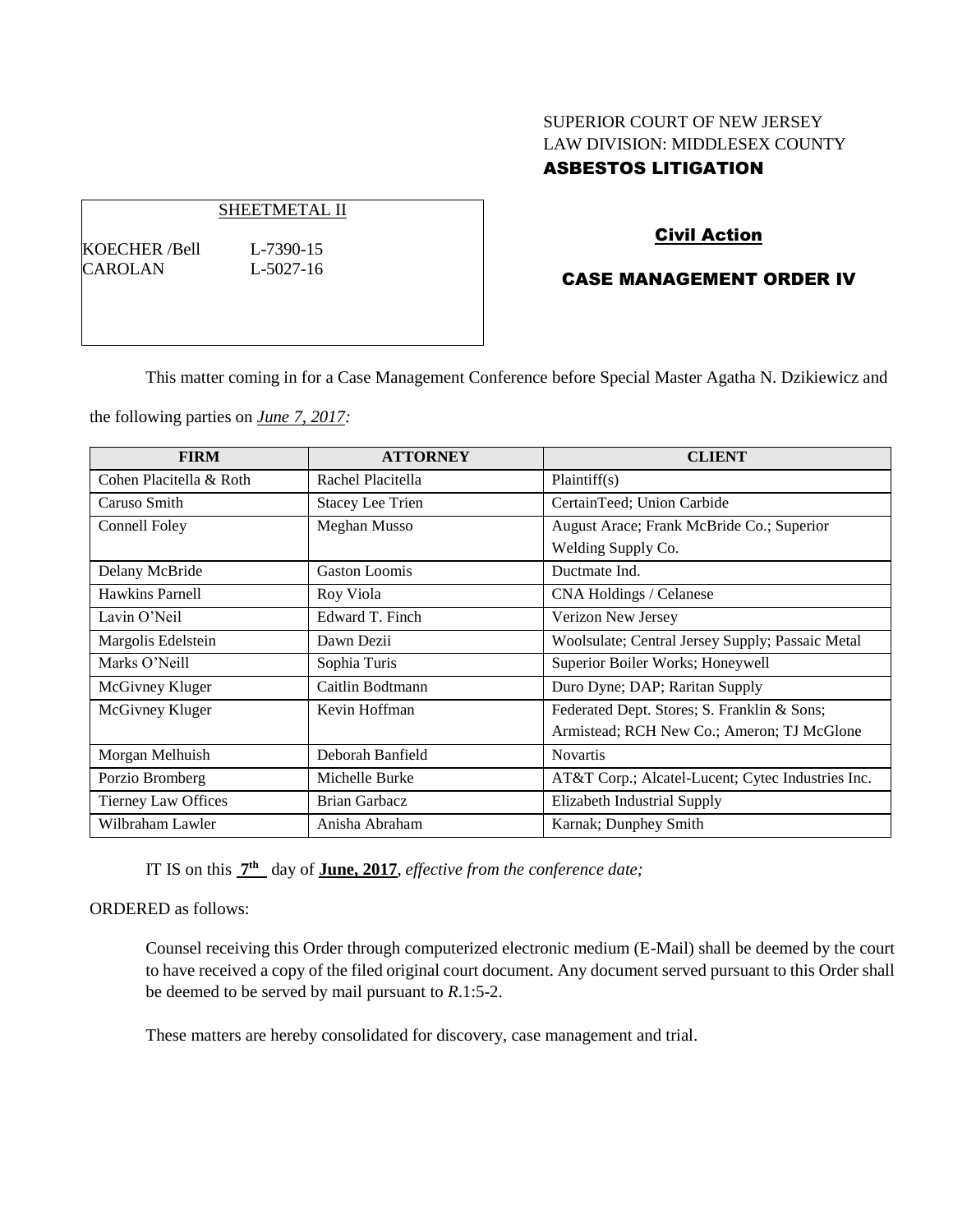SUPERIOR COURT OF NEW JERSEY
LAW DIVISION: MIDDLESEX COUNTY
**ASBESTOS LITIGATION**

SHEETMETAL II

KOECHER /Bell L-7390-15
CAROLAN L-5027-16

## Civil Action

## CASE MANAGEMENT ORDER IV

This matter coming in for a Case Management Conference before Special Master Agatha N. Dzikiewicz and the following parties on ***June 7, 2017:***

| FIRM | ATTORNEY | CLIENT |
|---|---|---|
| Cohen Placitella & Roth | Rachel Placitella | Plaintiff(s) |
| Caruso Smith | Stacey Lee Trien | CertainTeed; Union Carbide |
| Connell Foley | Meghan Musso | August Arace; Frank McBride Co.; Superior Welding Supply Co. |
| Delany McBride | Gaston Loomis | Ductmate Ind. |
| Hawkins Parnell | Roy Viola | CNA Holdings / Celanese |
| Lavin O'Neil | Edward T. Finch | Verizon New Jersey |
| Margolis Edelstein | Dawn Dezii | Woolsulate; Central Jersey Supply; Passaic Metal |
| Marks O'Neill | Sophia Turis | Superior Boiler Works; Honeywell |
| McGivney Kluger | Caitlin Bodtmann | Duro Dyne; DAP; Raritan Supply |
| McGivney Kluger | Kevin Hoffman | Federated Dept. Stores; S. Franklin & Sons; Armistead; RCH New Co.; Ameron; TJ McGlone |
| Morgan Melhuish | Deborah Banfield | Novartis |
| Porzio Bromberg | Michelle Burke | AT&T Corp.; Alcatel-Lucent; Cytec Industries Inc. |
| Tierney Law Offices | Brian Garbacz | Elizabeth Industrial Supply |
| Wilbraham Lawler | Anisha Abraham | Karnak; Dunphey Smith |

IT IS on this **7th** day of **June, 2017**, *effective from the conference date;*

ORDERED as follows:

Counsel receiving this Order through computerized electronic medium (E-Mail) shall be deemed by the court to have received a copy of the filed original court document. Any document served pursuant to this Order shall be deemed to be served by mail pursuant to *R*.1:5-2.

These matters are hereby consolidated for discovery, case management and trial.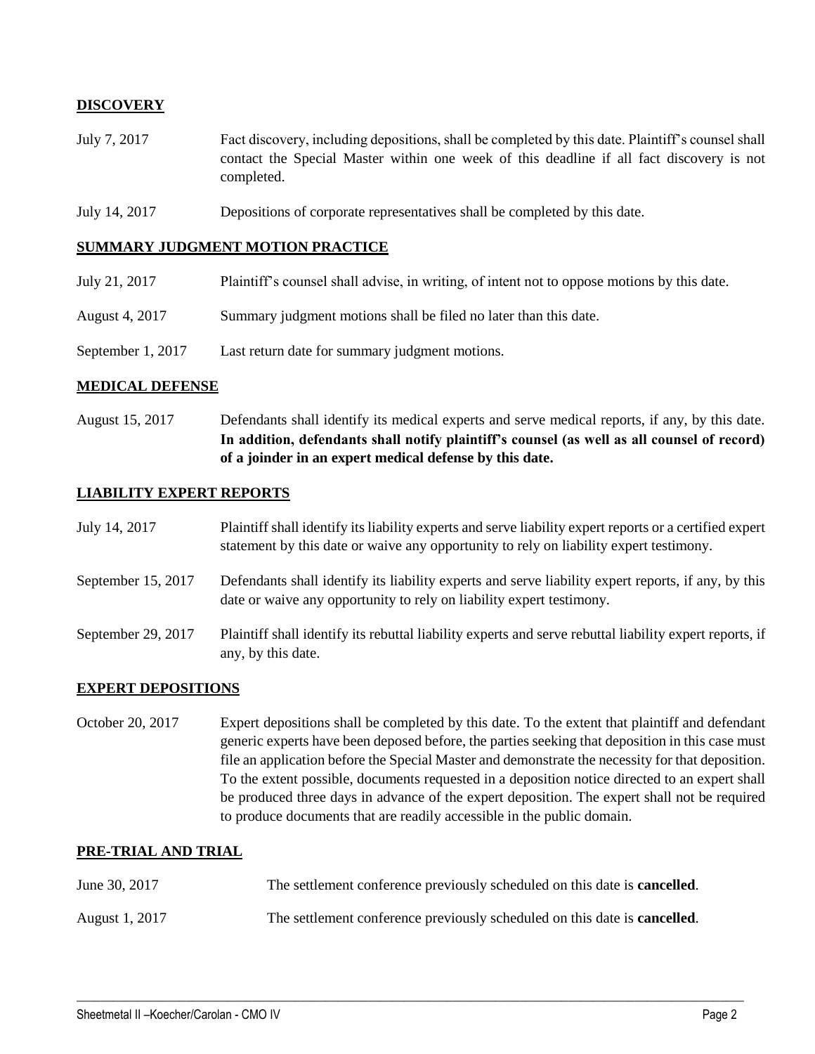**DISCOVERY**

| | |
|---|---|
| July 7, 2017 | Fact discovery, including depositions, shall be completed by this date. Plaintiff's counsel shall contact the Special Master within one week of this deadline if all fact discovery is not completed. |
| July 14, 2017 | Depositions of corporate representatives shall be completed by this date. |

**SUMMARY JUDGMENT MOTION PRACTICE**

| | |
|---|---|
| July 21, 2017 | Plaintiff's counsel shall advise, in writing, of intent not to oppose motions by this date. |
| August 4, 2017 | Summary judgment motions shall be filed no later than this date. |
| September 1, 2017 | Last return date for summary judgment motions. |

**MEDICAL DEFENSE**

| | |
|---|---|
| August 15, 2017 | Defendants shall identify its medical experts and serve medical reports, if any, by this date. **In addition, defendants shall notify plaintiff's counsel (as well as all counsel of record) of a joinder in an expert medical defense by this date.** |

**LIABILITY EXPERT REPORTS**

| | |
|---|---|
| July 14, 2017 | Plaintiff shall identify its liability experts and serve liability expert reports or a certified expert statement by this date or waive any opportunity to rely on liability expert testimony. |
| September 15, 2017 | Defendants shall identify its liability experts and serve liability expert reports, if any, by this date or waive any opportunity to rely on liability expert testimony. |
| September 29, 2017 | Plaintiff shall identify its rebuttal liability experts and serve rebuttal liability expert reports, if any, by this date. |

**EXPERT DEPOSITIONS**

| | |
|---|---|
| October 20, 2017 | Expert depositions shall be completed by this date. To the extent that plaintiff and defendant generic experts have been deposed before, the parties seeking that deposition in this case must file an application before the Special Master and demonstrate the necessity for that deposition. To the extent possible, documents requested in a deposition notice directed to an expert shall be produced three days in advance of the expert deposition. The expert shall not be required to produce documents that are readily accessible in the public domain. |

**PRE-TRIAL AND TRIAL**

| | |
|---|---|
| June 30, 2017 | The settlement conference previously scheduled on this date is **cancelled**. |
| August 1, 2017 | The settlement conference previously scheduled on this date is **cancelled**. |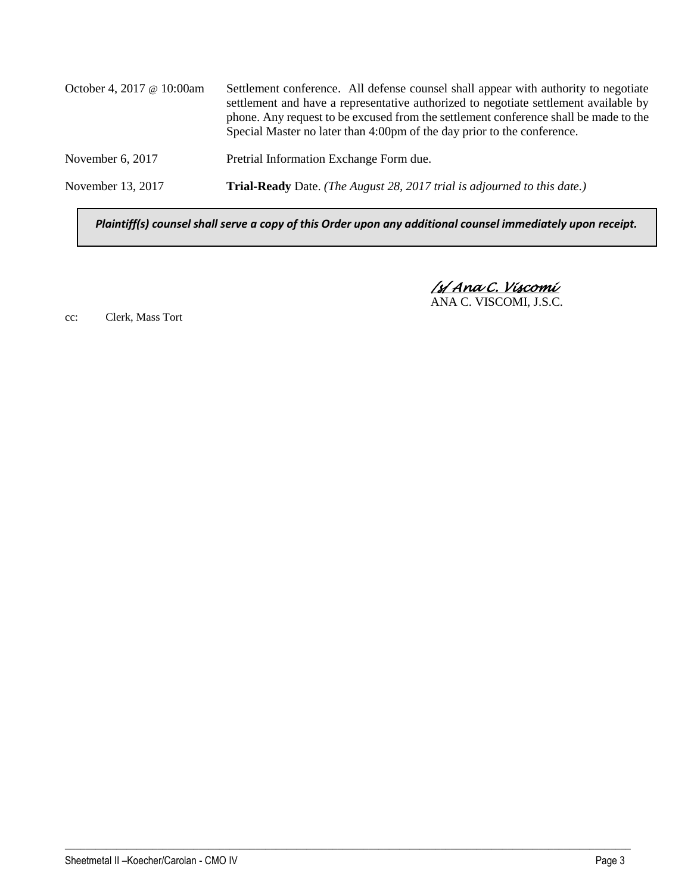| | |
|---|---|
| October 4, 2017 @ 10:00am | Settlement conference. All defense counsel shall appear with authority to negotiate settlement and have a representative authorized to negotiate settlement available by phone. Any request to be excused from the settlement conference shall be made to the Special Master no later than 4:00pm of the day prior to the conference. |
| November 6, 2017 | Pretrial Information Exchange Form due. |
| November 13, 2017 | **Trial-Ready** Date. *(The August 28, 2017 trial is adjourned to this date.)* |

***Plaintiff(s) counsel shall serve a copy of this Order upon any additional counsel immediately upon receipt.***

*/s/ Ana C. Viscomi*
ANA C. VISCOMI, J.S.C.

cc: Clerk, Mass Tort